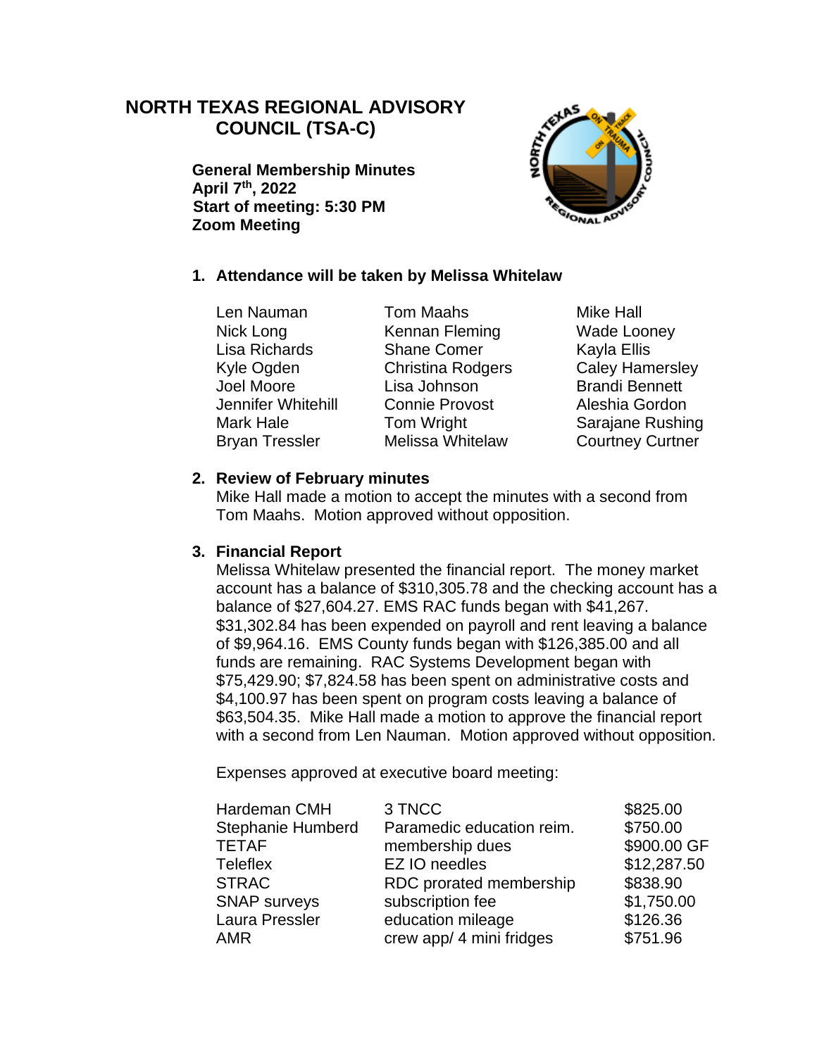# NORTH TEXAS REGIONAL ADVISORY COUNCIL (TSA-C)

**General Membership Minutes**
**April 7th, 2022**
**Start of meeting: 5:30 PM**
**Zoom Meeting**

1. **Attendance will be taken by Melissa Whitelaw**

| | | |
|---|---|---|
| Len Nauman | Tom Maahs | Mike Hall |
| Nick Long | Kennan Fleming | Wade Looney |
| Lisa Richards | Shane Comer | Kayla Ellis |
| Kyle Ogden | Christina Rodgers | Caley Hamersley |
| Joel Moore | Lisa Johnson | Brandi Bennett |
| Jennifer Whitehill | Connie Provost | Aleshia Gordon |
| Mark Hale | Tom Wright | Sarajane Rushing |
| Bryan Tressler | Melissa Whitelaw | Courtney Curtner |

2. **Review of February minutes**
   Mike Hall made a motion to accept the minutes with a second from Tom Maahs. Motion approved without opposition.

3. **Financial Report**
   Melissa Whitelaw presented the financial report. The money market account has a balance of $310,305.78 and the checking account has a balance of $27,604.27. EMS RAC funds began with $41,267. $31,302.84 has been expended on payroll and rent leaving a balance of $9,964.16. EMS County funds began with $126,385.00 and all funds are remaining. RAC Systems Development began with $75,429.90; $7,824.58 has been spent on administrative costs and $4,100.97 has been spent on program costs leaving a balance of $63,504.35. Mike Hall made a motion to approve the financial report with a second from Len Nauman. Motion approved without opposition.

   Expenses approved at executive board meeting:

| | | |
|---|---|---|
| Hardeman CMH | 3 TNCC | $825.00 |
| Stephanie Humberd | Paramedic education reim. | $750.00 |
| TETAF | membership dues | $900.00 GF |
| Teleflex | EZ IO needles | $12,287.50 |
| STRAC | RDC prorated membership | $838.90 |
| SNAP surveys | subscription fee | $1,750.00 |
| Laura Pressler | education mileage | $126.36 |
| AMR | crew app/ 4 mini fridges | $751.96 |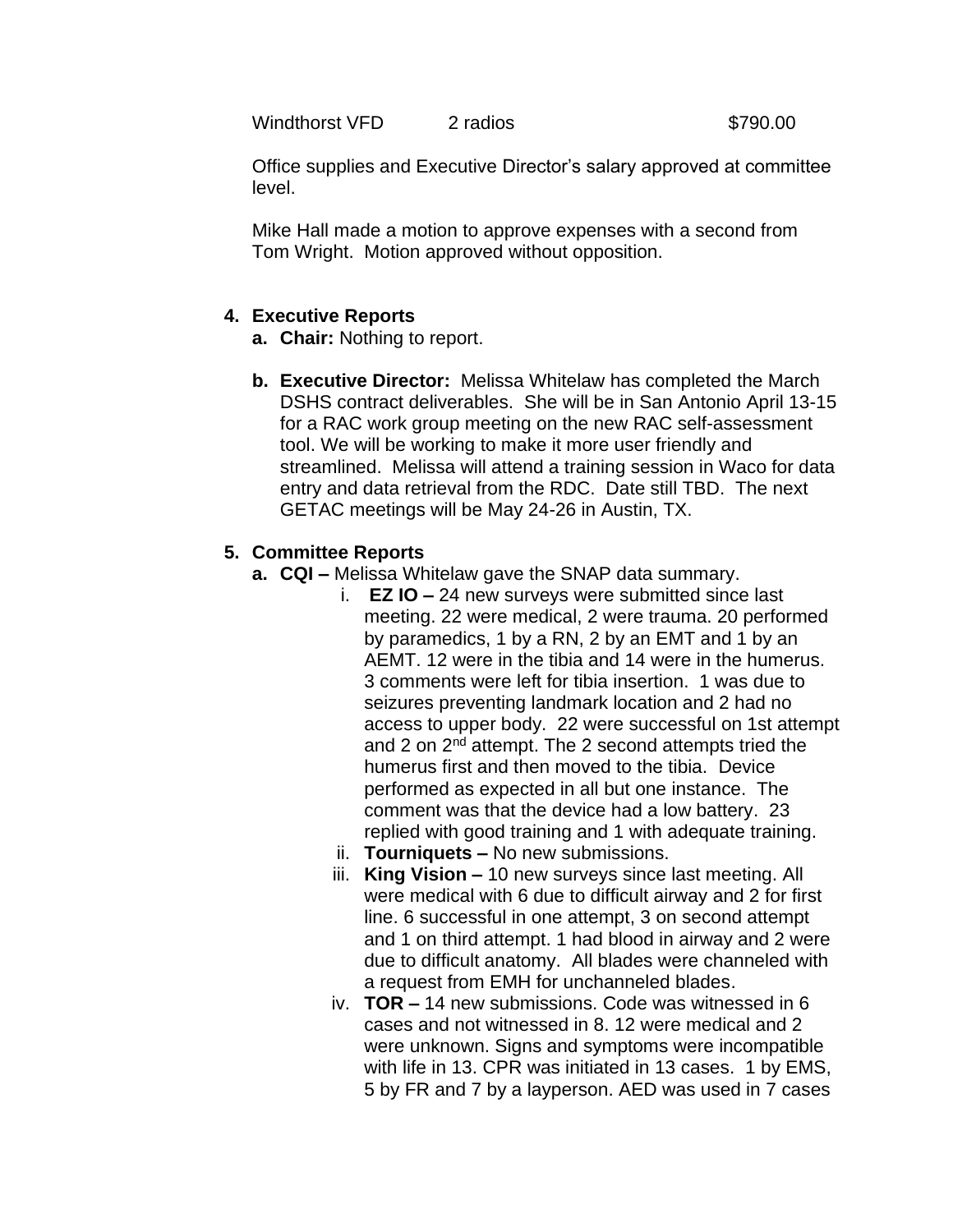| | | |
|---|---|---|
| Windthorst VFD | 2 radios | $790.00 |

Office supplies and Executive Director's salary approved at committee level.

Mike Hall made a motion to approve expenses with a second from Tom Wright. Motion approved without opposition.

4. **Executive Reports**
   a. **Chair:** Nothing to report.

   b. **Executive Director:** Melissa Whitelaw has completed the March DSHS contract deliverables. She will be in San Antonio April 13-15 for a RAC work group meeting on the new RAC self-assessment tool. We will be working to make it more user friendly and streamlined. Melissa will attend a training session in Waco for data entry and data retrieval from the RDC. Date still TBD. The next GETAC meetings will be May 24-26 in Austin, TX.

5. **Committee Reports**
   a. **CQI –** Melissa Whitelaw gave the SNAP data summary.
      i. **EZ IO –** 24 new surveys were submitted since last meeting. 22 were medical, 2 were trauma. 20 performed by paramedics, 1 by a RN, 2 by an EMT and 1 by an AEMT. 12 were in the tibia and 14 were in the humerus. 3 comments were left for tibia insertion. 1 was due to seizures preventing landmark location and 2 had no access to upper body. 22 were successful on 1st attempt and 2 on 2nd attempt. The 2 second attempts tried the humerus first and then moved to the tibia. Device performed as expected in all but one instance. The comment was that the device had a low battery. 23 replied with good training and 1 with adequate training.
      ii. **Tourniquets –** No new submissions.
      iii. **King Vision –** 10 new surveys since last meeting. All were medical with 6 due to difficult airway and 2 for first line. 6 successful in one attempt, 3 on second attempt and 1 on third attempt. 1 had blood in airway and 2 were due to difficult anatomy. All blades were channeled with a request from EMH for unchanneled blades.
      iv. **TOR –** 14 new submissions. Code was witnessed in 6 cases and not witnessed in 8. 12 were medical and 2 were unknown. Signs and symptoms were incompatible with life in 13. CPR was initiated in 13 cases. 1 by EMS, 5 by FR and 7 by a layperson. AED was used in 7 cases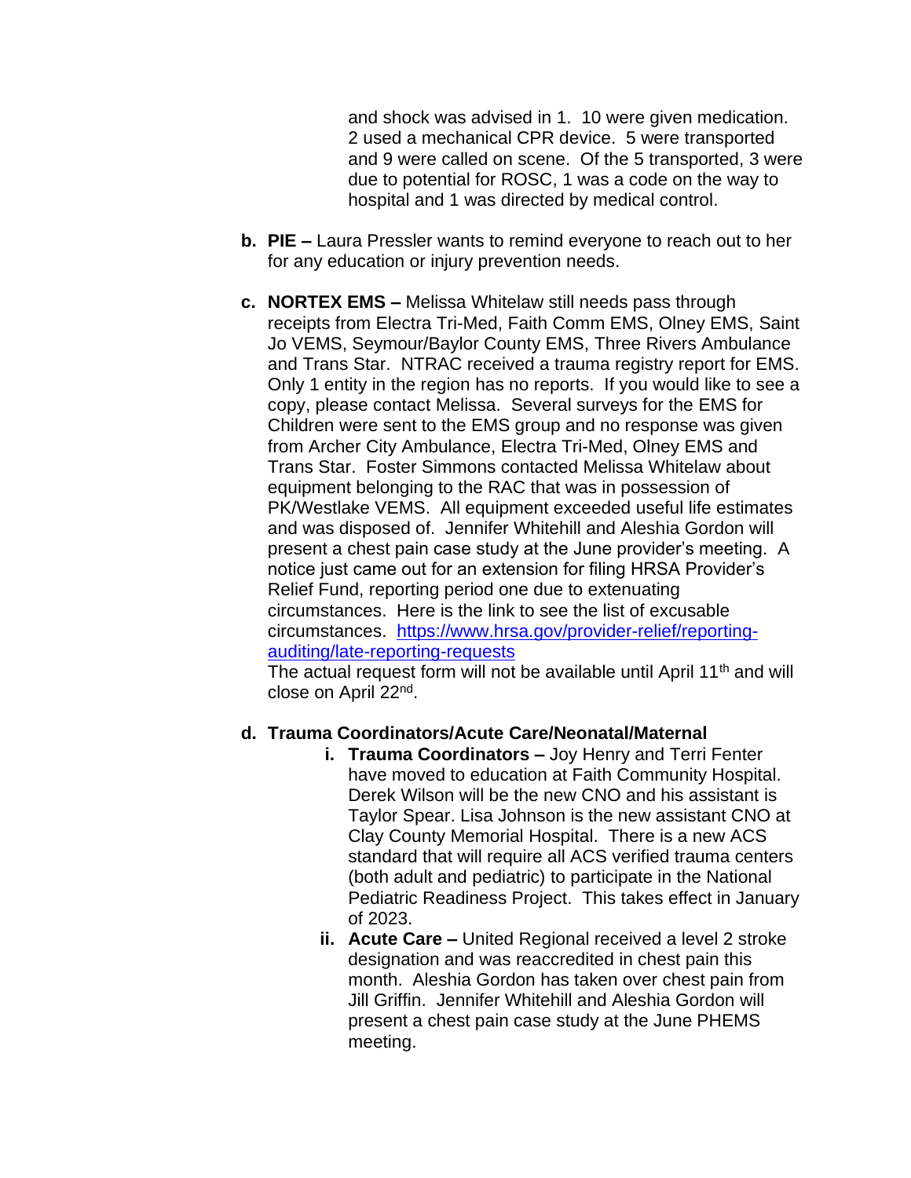and shock was advised in 1. 10 were given medication. 2 used a mechanical CPR device. 5 were transported and 9 were called on scene. Of the 5 transported, 3 were due to potential for ROSC, 1 was a code on the way to hospital and 1 was directed by medical control.

b. **PIE –** Laura Pressler wants to remind everyone to reach out to her for any education or injury prevention needs.

c. **NORTEX EMS –** Melissa Whitelaw still needs pass through receipts from Electra Tri-Med, Faith Comm EMS, Olney EMS, Saint Jo VEMS, Seymour/Baylor County EMS, Three Rivers Ambulance and Trans Star. NTRAC received a trauma registry report for EMS. Only 1 entity in the region has no reports. If you would like to see a copy, please contact Melissa. Several surveys for the EMS for Children were sent to the EMS group and no response was given from Archer City Ambulance, Electra Tri-Med, Olney EMS and Trans Star. Foster Simmons contacted Melissa Whitelaw about equipment belonging to the RAC that was in possession of PK/Westlake VEMS. All equipment exceeded useful life estimates and was disposed of. Jennifer Whitehill and Aleshia Gordon will present a chest pain case study at the June provider's meeting. A notice just came out for an extension for filing HRSA Provider's Relief Fund, reporting period one due to extenuating circumstances. Here is the link to see the list of excusable circumstances. [https://www.hrsa.gov/provider-relief/reporting-auditing/late-reporting-requests](https://www.hrsa.gov/provider-relief/reporting-auditing/late-reporting-requests)
The actual request form will not be available until April 11th and will close on April 22nd.

d. **Trauma Coordinators/Acute Care/Neonatal/Maternal**

   i. **Trauma Coordinators –** Joy Henry and Terri Fenter have moved to education at Faith Community Hospital. Derek Wilson will be the new CNO and his assistant is Taylor Spear. Lisa Johnson is the new assistant CNO at Clay County Memorial Hospital. There is a new ACS standard that will require all ACS verified trauma centers (both adult and pediatric) to participate in the National Pediatric Readiness Project. This takes effect in January of 2023.

   ii. **Acute Care –** United Regional received a level 2 stroke designation and was reaccredited in chest pain this month. Aleshia Gordon has taken over chest pain from Jill Griffin. Jennifer Whitehill and Aleshia Gordon will present a chest pain case study at the June PHEMS meeting.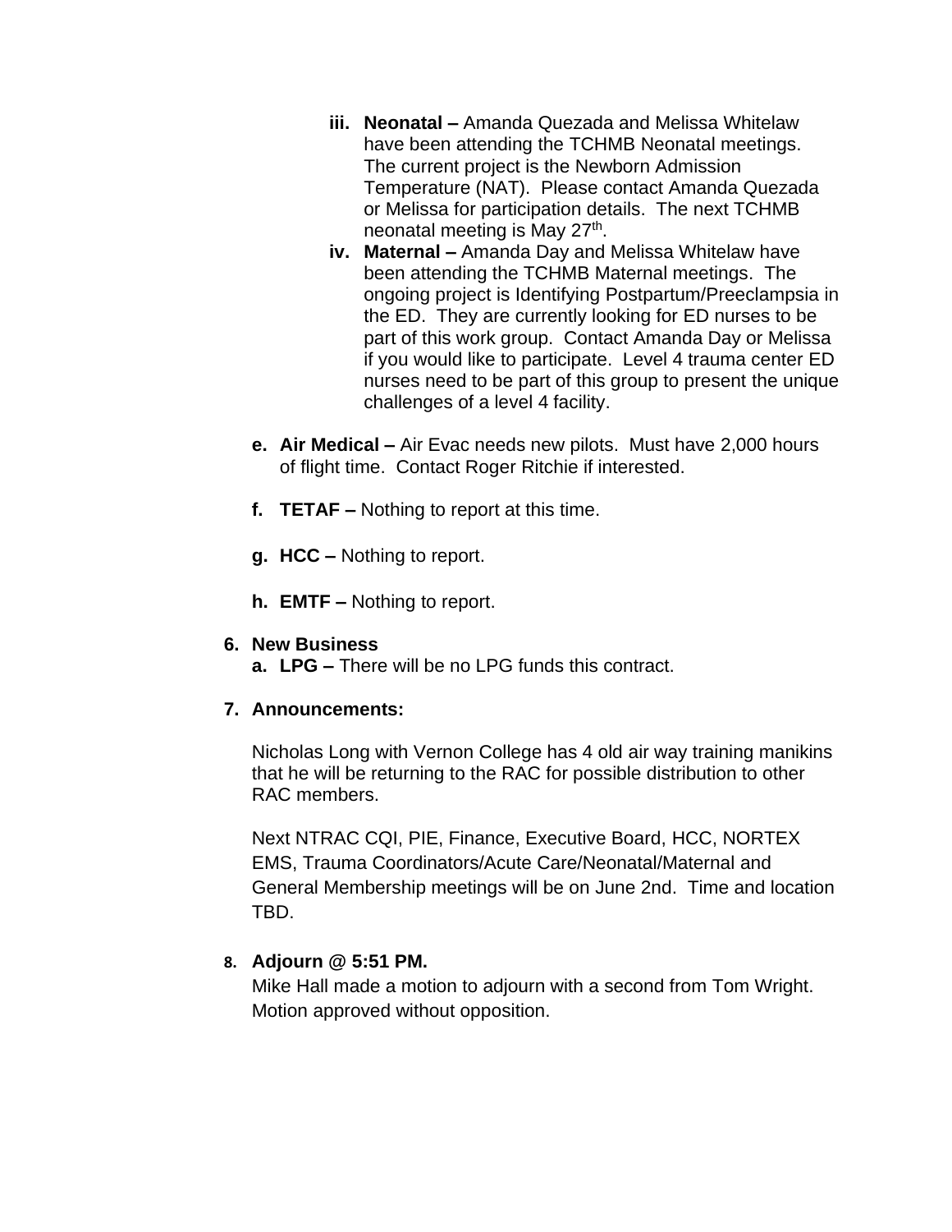iii. **Neonatal –** Amanda Quezada and Melissa Whitelaw have been attending the TCHMB Neonatal meetings. The current project is the Newborn Admission Temperature (NAT). Please contact Amanda Quezada or Melissa for participation details. The next TCHMB neonatal meeting is May 27th.

iv. **Maternal –** Amanda Day and Melissa Whitelaw have been attending the TCHMB Maternal meetings. The ongoing project is Identifying Postpartum/Preeclampsia in the ED. They are currently looking for ED nurses to be part of this work group. Contact Amanda Day or Melissa if you would like to participate. Level 4 trauma center ED nurses need to be part of this group to present the unique challenges of a level 4 facility.

e. **Air Medical –** Air Evac needs new pilots. Must have 2,000 hours of flight time. Contact Roger Ritchie if interested.

f. **TETAF –** Nothing to report at this time.

g. **HCC –** Nothing to report.

h. **EMTF –** Nothing to report.

6. **New Business**

   a. **LPG –** There will be no LPG funds this contract.

7. **Announcements:**

   Nicholas Long with Vernon College has 4 old air way training manikins that he will be returning to the RAC for possible distribution to other RAC members.

   Next NTRAC CQI, PIE, Finance, Executive Board, HCC, NORTEX EMS, Trauma Coordinators/Acute Care/Neonatal/Maternal and General Membership meetings will be on June 2nd. Time and location TBD.

8. **Adjourn @ 5:51 PM.**

   Mike Hall made a motion to adjourn with a second from Tom Wright. Motion approved without opposition.